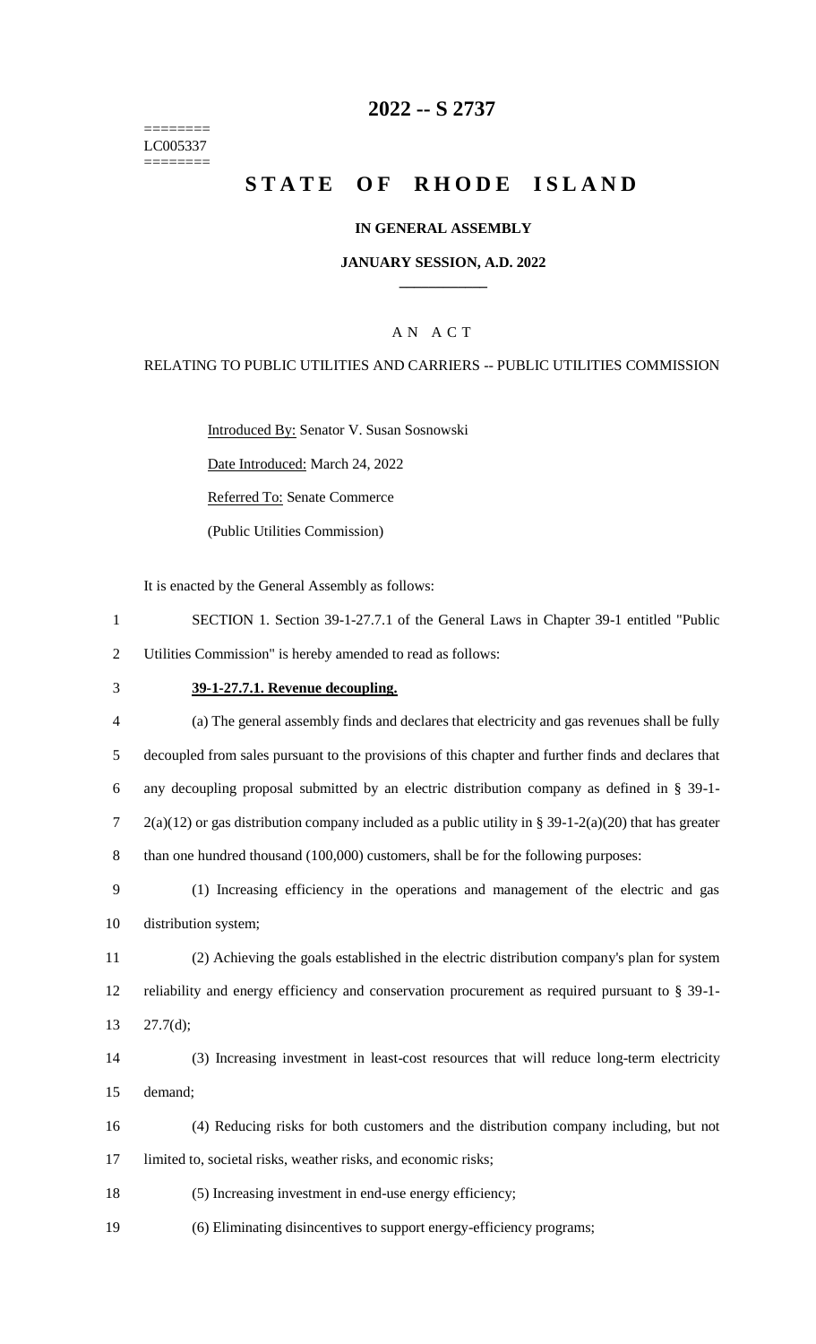========
LC005337
========

# 2022 -- S 2737

# STATE OF RHODE ISLAND

## IN GENERAL ASSEMBLY

### JANUARY SESSION, A.D. 2022

---

## A N A C T

### RELATING TO PUBLIC UTILITIES AND CARRIERS -- PUBLIC UTILITIES COMMISSION

Introduced By: Senator V. Susan Sosnowski

Date Introduced: March 24, 2022

Referred To: Senate Commerce

(Public Utilities Commission)

It is enacted by the General Assembly as follows:

1 SECTION 1. Section 39-1-27.7.1 of the General Laws in Chapter 39-1 entitled "Public
2 Utilities Commission" is hereby amended to read as follows:

3 **39-1-27.7.1. Revenue decoupling.**

4 (a) The general assembly finds and declares that electricity and gas revenues shall be fully
5 decoupled from sales pursuant to the provisions of this chapter and further finds and declares that
6 any decoupling proposal submitted by an electric distribution company as defined in § 39-1-
7 2(a)(12) or gas distribution company included as a public utility in § 39-1-2(a)(20) that has greater
8 than one hundred thousand (100,000) customers, shall be for the following purposes:

9 (1) Increasing efficiency in the operations and management of the electric and gas
10 distribution system;

11 (2) Achieving the goals established in the electric distribution company's plan for system
12 reliability and energy efficiency and conservation procurement as required pursuant to § 39-1-
13 27.7(d);

14 (3) Increasing investment in least-cost resources that will reduce long-term electricity
15 demand;

16 (4) Reducing risks for both customers and the distribution company including, but not
17 limited to, societal risks, weather risks, and economic risks;

18 (5) Increasing investment in end-use energy efficiency;

19 (6) Eliminating disincentives to support energy-efficiency programs;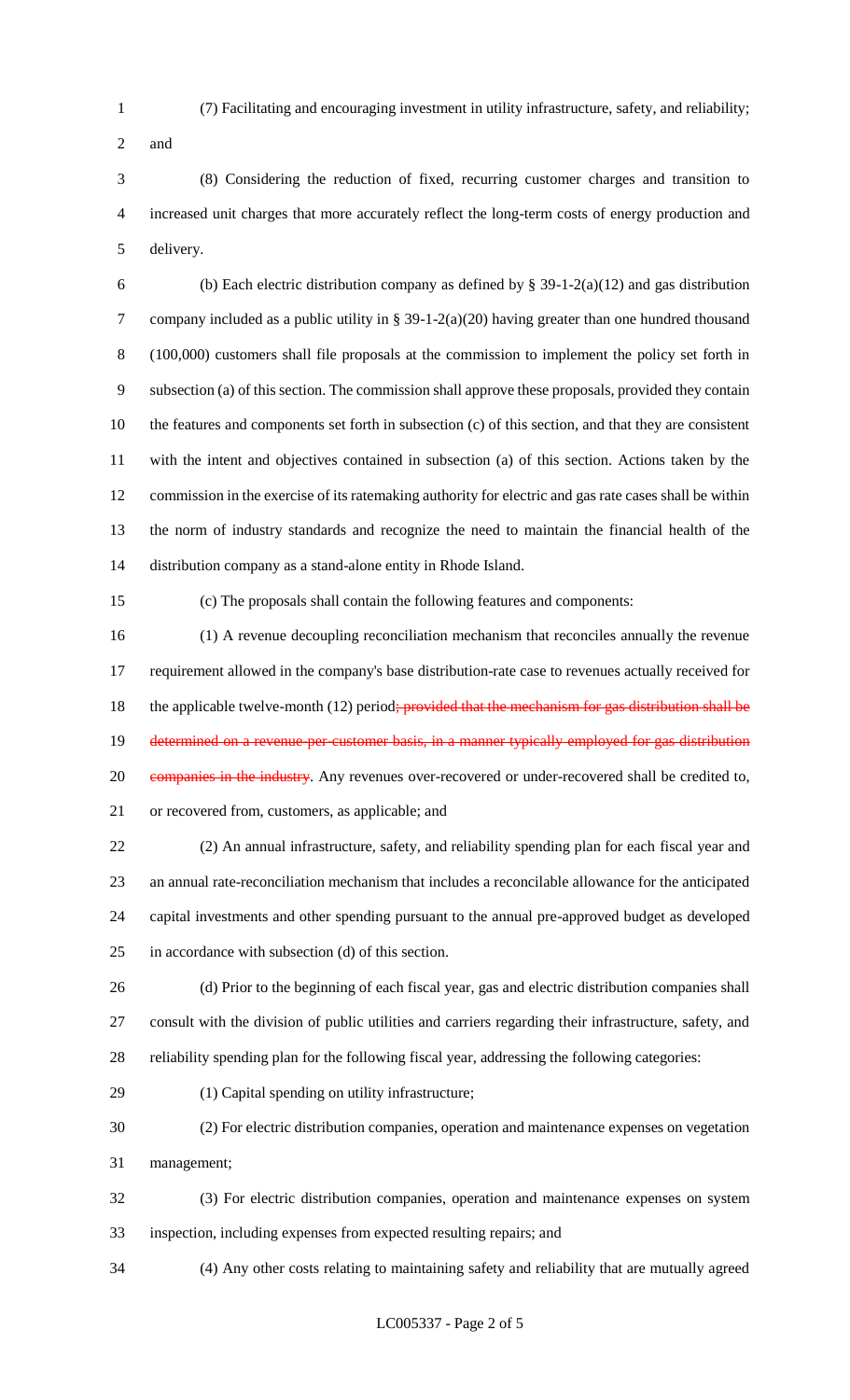(7) Facilitating and encouraging investment in utility infrastructure, safety, and reliability; and

(8) Considering the reduction of fixed, recurring customer charges and transition to increased unit charges that more accurately reflect the long-term costs of energy production and delivery.

(b) Each electric distribution company as defined by § 39-1-2(a)(12) and gas distribution company included as a public utility in § 39-1-2(a)(20) having greater than one hundred thousand (100,000) customers shall file proposals at the commission to implement the policy set forth in subsection (a) of this section. The commission shall approve these proposals, provided they contain the features and components set forth in subsection (c) of this section, and that they are consistent with the intent and objectives contained in subsection (a) of this section. Actions taken by the commission in the exercise of its ratemaking authority for electric and gas rate cases shall be within the norm of industry standards and recognize the need to maintain the financial health of the distribution company as a stand-alone entity in Rhode Island.

(c) The proposals shall contain the following features and components:

(1) A revenue decoupling reconciliation mechanism that reconciles annually the revenue requirement allowed in the company's base distribution-rate case to revenues actually received for the applicable twelve-month (12) period~~; provided that the mechanism for gas distribution shall be determined on a revenue-per-customer basis, in a manner typically employed for gas distribution companies in the industry~~. Any revenues over-recovered or under-recovered shall be credited to, or recovered from, customers, as applicable; and

(2) An annual infrastructure, safety, and reliability spending plan for each fiscal year and an annual rate-reconciliation mechanism that includes a reconcilable allowance for the anticipated capital investments and other spending pursuant to the annual pre-approved budget as developed in accordance with subsection (d) of this section.

(d) Prior to the beginning of each fiscal year, gas and electric distribution companies shall consult with the division of public utilities and carriers regarding their infrastructure, safety, and reliability spending plan for the following fiscal year, addressing the following categories:

(1) Capital spending on utility infrastructure;

(2) For electric distribution companies, operation and maintenance expenses on vegetation management;

(3) For electric distribution companies, operation and maintenance expenses on system inspection, including expenses from expected resulting repairs; and

(4) Any other costs relating to maintaining safety and reliability that are mutually agreed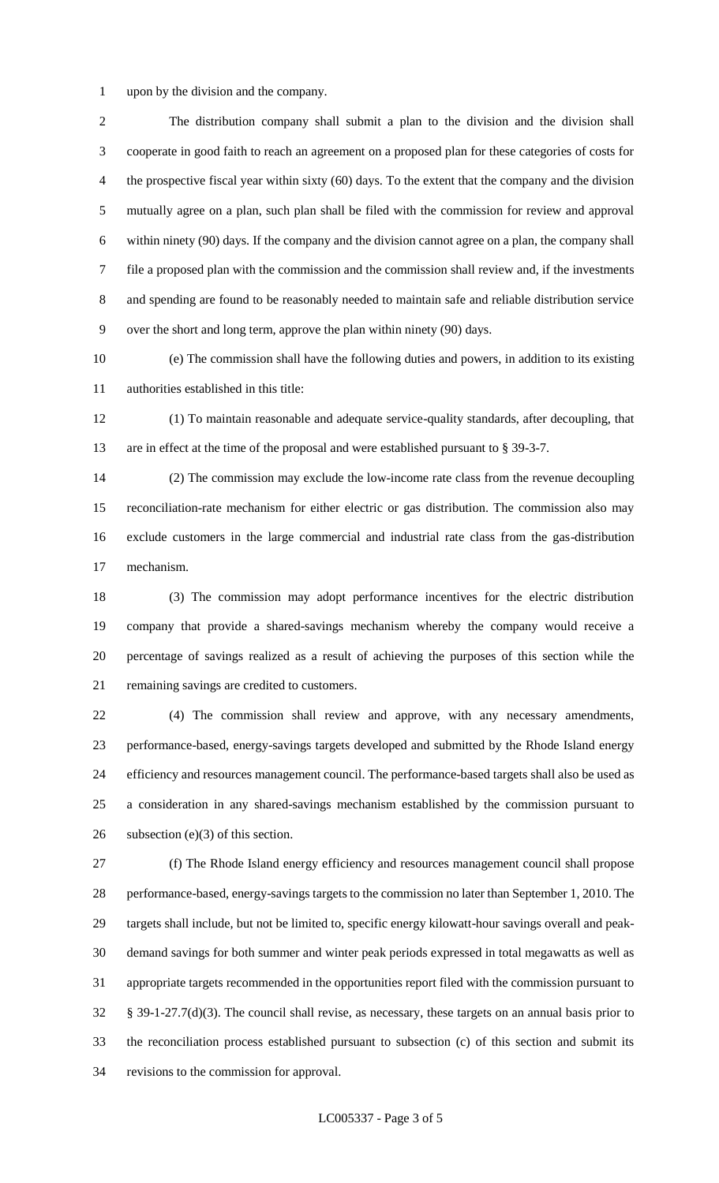upon by the division and the company.

The distribution company shall submit a plan to the division and the division shall cooperate in good faith to reach an agreement on a proposed plan for these categories of costs for the prospective fiscal year within sixty (60) days. To the extent that the company and the division mutually agree on a plan, such plan shall be filed with the commission for review and approval within ninety (90) days. If the company and the division cannot agree on a plan, the company shall file a proposed plan with the commission and the commission shall review and, if the investments and spending are found to be reasonably needed to maintain safe and reliable distribution service over the short and long term, approve the plan within ninety (90) days.

(e) The commission shall have the following duties and powers, in addition to its existing authorities established in this title:

(1) To maintain reasonable and adequate service-quality standards, after decoupling, that are in effect at the time of the proposal and were established pursuant to § 39-3-7.

(2) The commission may exclude the low-income rate class from the revenue decoupling reconciliation-rate mechanism for either electric or gas distribution. The commission also may exclude customers in the large commercial and industrial rate class from the gas-distribution mechanism.

(3) The commission may adopt performance incentives for the electric distribution company that provide a shared-savings mechanism whereby the company would receive a percentage of savings realized as a result of achieving the purposes of this section while the remaining savings are credited to customers.

(4) The commission shall review and approve, with any necessary amendments, performance-based, energy-savings targets developed and submitted by the Rhode Island energy efficiency and resources management council. The performance-based targets shall also be used as a consideration in any shared-savings mechanism established by the commission pursuant to subsection (e)(3) of this section.

(f) The Rhode Island energy efficiency and resources management council shall propose performance-based, energy-savings targets to the commission no later than September 1, 2010. The targets shall include, but not be limited to, specific energy kilowatt-hour savings overall and peak-demand savings for both summer and winter peak periods expressed in total megawatts as well as appropriate targets recommended in the opportunities report filed with the commission pursuant to § 39-1-27.7(d)(3). The council shall revise, as necessary, these targets on an annual basis prior to the reconciliation process established pursuant to subsection (c) of this section and submit its revisions to the commission for approval.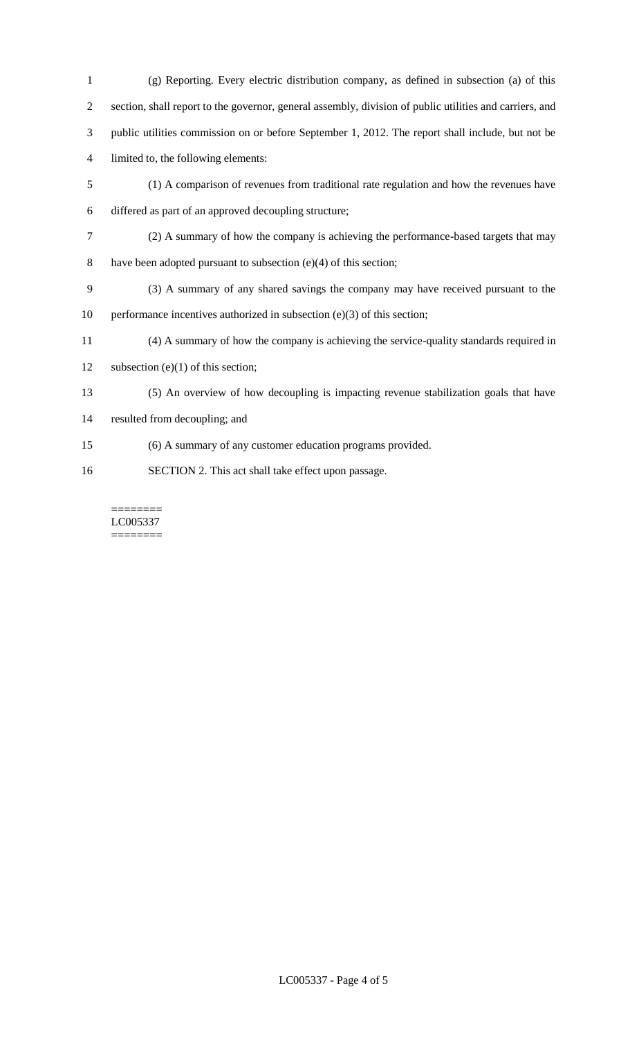(g) Reporting. Every electric distribution company, as defined in subsection (a) of this section, shall report to the governor, general assembly, division of public utilities and carriers, and public utilities commission on or before September 1, 2012. The report shall include, but not be limited to, the following elements:

(1) A comparison of revenues from traditional rate regulation and how the revenues have differed as part of an approved decoupling structure;

(2) A summary of how the company is achieving the performance-based targets that may have been adopted pursuant to subsection (e)(4) of this section;

(3) A summary of any shared savings the company may have received pursuant to the performance incentives authorized in subsection (e)(3) of this section;

(4) A summary of how the company is achieving the service-quality standards required in subsection (e)(1) of this section;

(5) An overview of how decoupling is impacting revenue stabilization goals that have resulted from decoupling; and

(6) A summary of any customer education programs provided.

SECTION 2. This act shall take effect upon passage.

========
LC005337
========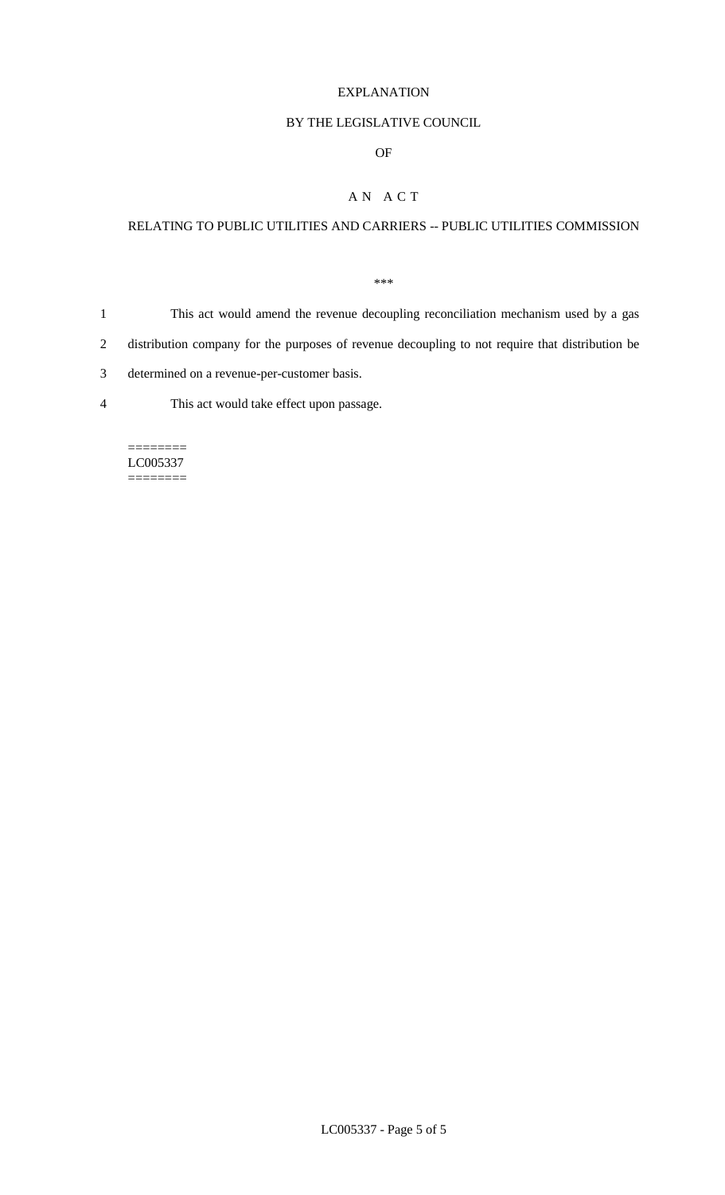EXPLANATION

BY THE LEGISLATIVE COUNCIL

OF

A N A C T

RELATING TO PUBLIC UTILITIES AND CARRIERS -- PUBLIC UTILITIES COMMISSION

\*\*\*

This act would amend the revenue decoupling reconciliation mechanism used by a gas distribution company for the purposes of revenue decoupling to not require that distribution be determined on a revenue-per-customer basis.

This act would take effect upon passage.

========
LC005337
========